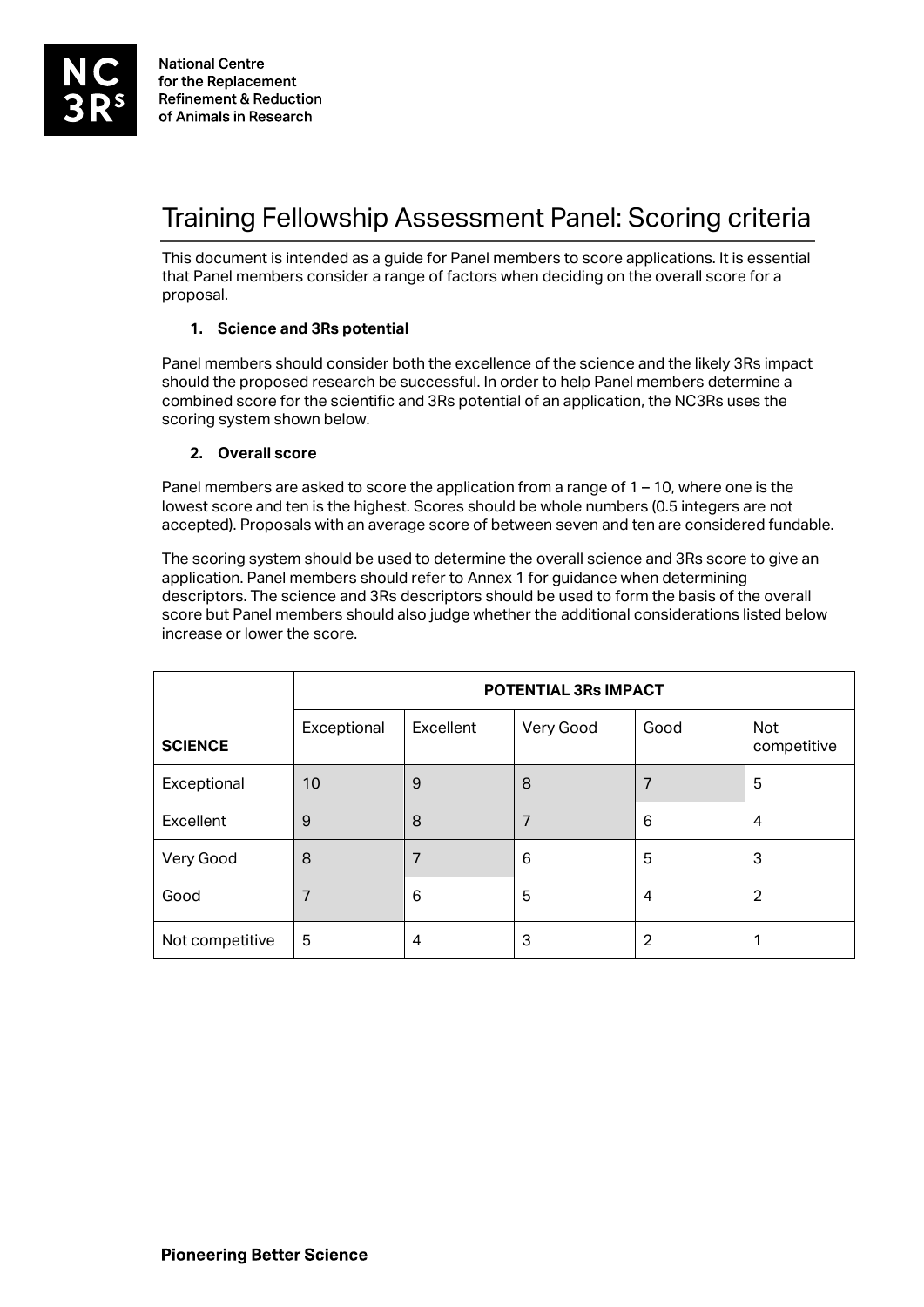# Training Fellowship Assessment Panel: Scoring criteria

This document is intended as a guide for Panel members to score applications. It is essential that Panel members consider a range of factors when deciding on the overall score for a proposal.

1. **Science and 3Rs potential**

Panel members should consider both the excellence of the science and the likely 3Rs impact should the proposed research be successful. In order to help Panel members determine a combined score for the scientific and 3Rs potential of an application, the NC3Rs uses the scoring system shown below.

2. **Overall score**

Panel members are asked to score the application from a range of 1 – 10, where one is the lowest score and ten is the highest. Scores should be whole numbers (0.5 integers are not accepted). Proposals with an average score of between seven and ten are considered fundable.

The scoring system should be used to determine the overall science and 3Rs score to give an application. Panel members should refer to Annex 1 for guidance when determining descriptors. The science and 3Rs descriptors should be used to form the basis of the overall score but Panel members should also judge whether the additional considerations listed below increase or lower the score.

| | **POTENTIAL 3Rs IMPACT** | | | | |
|---|---|---|---|---|---|
| **SCIENCE** | Exceptional | Excellent | Very Good | Good | Not competitive |
| Exceptional | 10 | 9 | 8 | 7 | 5 |
| Excellent | 9 | 8 | 7 | 6 | 4 |
| Very Good | 8 | 7 | 6 | 5 | 3 |
| Good | 7 | 6 | 5 | 4 | 2 |
| Not competitive | 5 | 4 | 3 | 2 | 1 |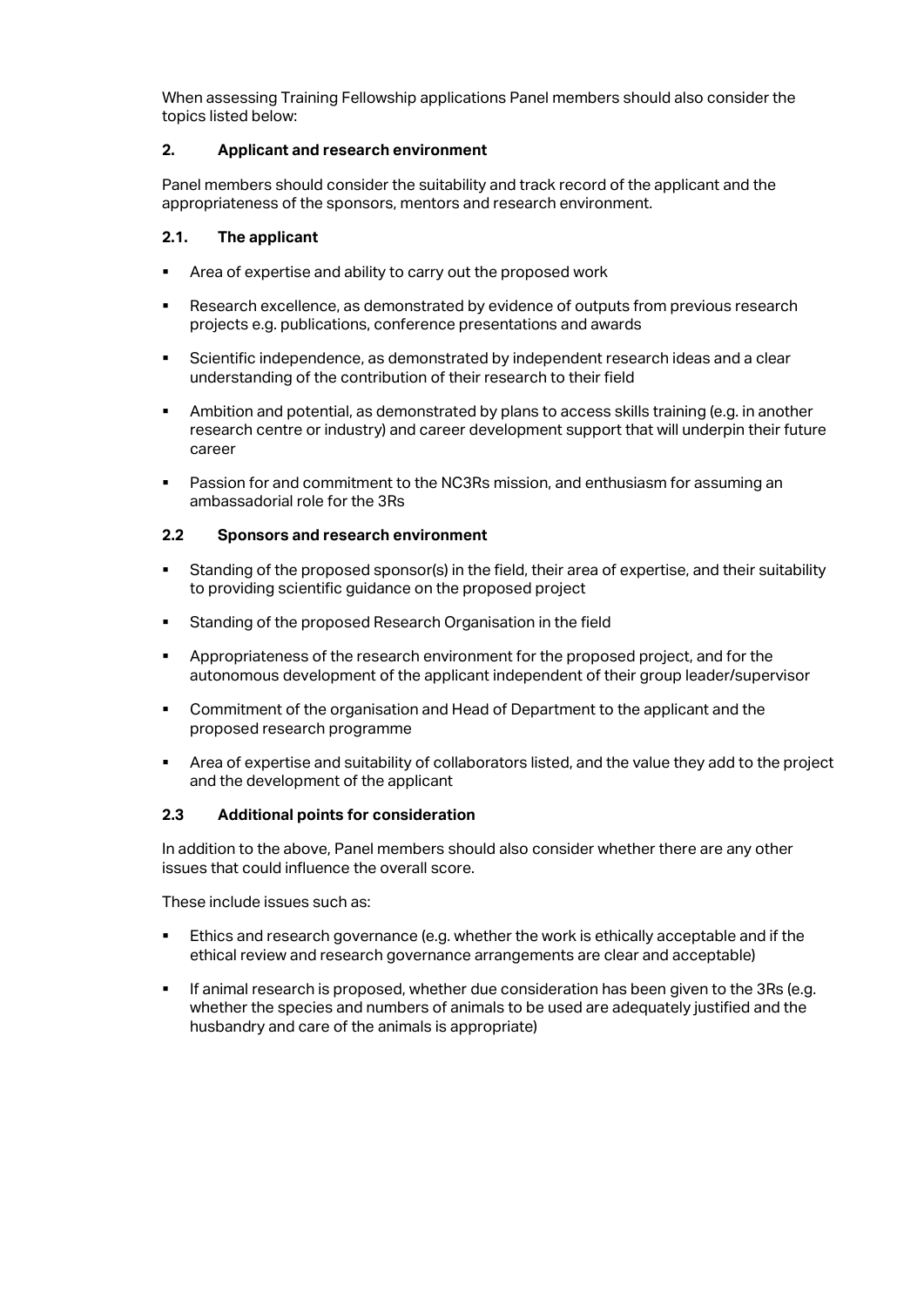When assessing Training Fellowship applications Panel members should also consider the topics listed below:

## 2. Applicant and research environment

Panel members should consider the suitability and track record of the applicant and the appropriateness of the sponsors, mentors and research environment.

### 2.1. The applicant

- Area of expertise and ability to carry out the proposed work
- Research excellence, as demonstrated by evidence of outputs from previous research projects e.g. publications, conference presentations and awards
- Scientific independence, as demonstrated by independent research ideas and a clear understanding of the contribution of their research to their field
- Ambition and potential, as demonstrated by plans to access skills training (e.g. in another research centre or industry) and career development support that will underpin their future career
- Passion for and commitment to the NC3Rs mission, and enthusiasm for assuming an ambassadorial role for the 3Rs

### 2.2 Sponsors and research environment

- Standing of the proposed sponsor(s) in the field, their area of expertise, and their suitability to providing scientific guidance on the proposed project
- Standing of the proposed Research Organisation in the field
- Appropriateness of the research environment for the proposed project, and for the autonomous development of the applicant independent of their group leader/supervisor
- Commitment of the organisation and Head of Department to the applicant and the proposed research programme
- Area of expertise and suitability of collaborators listed, and the value they add to the project and the development of the applicant

### 2.3 Additional points for consideration

In addition to the above, Panel members should also consider whether there are any other issues that could influence the overall score.

These include issues such as:

- Ethics and research governance (e.g. whether the work is ethically acceptable and if the ethical review and research governance arrangements are clear and acceptable)
- If animal research is proposed, whether due consideration has been given to the 3Rs (e.g. whether the species and numbers of animals to be used are adequately justified and the husbandry and care of the animals is appropriate)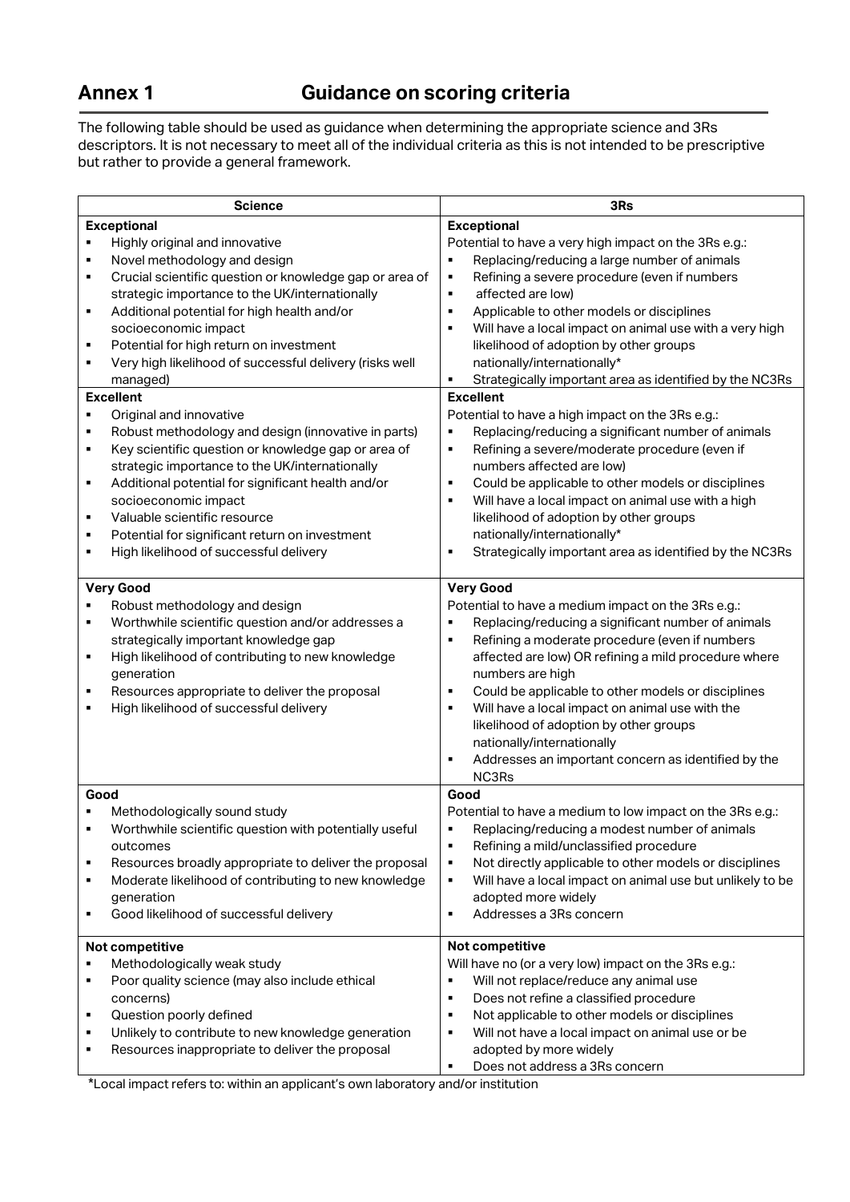# Annex 1 Guidance on scoring criteria

The following table should be used as guidance when determining the appropriate science and 3Rs descriptors. It is not necessary to meet all of the individual criteria as this is not intended to be prescriptive but rather to provide a general framework.

| Science | 3Rs |
|---|---|
| **Exceptional**<br>▪ Highly original and innovative<br>▪ Novel methodology and design<br>▪ Crucial scientific question or knowledge gap or area of strategic importance to the UK/internationally<br>▪ Additional potential for high health and/or socioeconomic impact<br>▪ Potential for high return on investment<br>▪ Very high likelihood of successful delivery (risks well managed) | **Exceptional**<br>Potential to have a very high impact on the 3Rs e.g.:<br>▪ Replacing/reducing a large number of animals<br>▪ Refining a severe procedure (even if numbers affected are low)<br>▪ Applicable to other models or disciplines<br>▪ Will have a local impact on animal use with a very high likelihood of adoption by other groups nationally/internationally*<br>▪ Strategically important area as identified by the NC3Rs |
| **Excellent**<br>▪ Original and innovative<br>▪ Robust methodology and design (innovative in parts)<br>▪ Key scientific question or knowledge gap or area of strategic importance to the UK/internationally<br>▪ Additional potential for significant health and/or socioeconomic impact<br>▪ Valuable scientific resource<br>▪ Potential for significant return on investment<br>▪ High likelihood of successful delivery | **Excellent**<br>Potential to have a high impact on the 3Rs e.g.:<br>▪ Replacing/reducing a significant number of animals<br>▪ Refining a severe/moderate procedure (even if numbers affected are low)<br>▪ Could be applicable to other models or disciplines<br>▪ Will have a local impact on animal use with a high likelihood of adoption by other groups nationally/internationally*<br>▪ Strategically important area as identified by the NC3Rs |
| **Very Good**<br>▪ Robust methodology and design<br>▪ Worthwhile scientific question and/or addresses a strategically important knowledge gap<br>▪ High likelihood of contributing to new knowledge generation<br>▪ Resources appropriate to deliver the proposal<br>▪ High likelihood of successful delivery | **Very Good**<br>Potential to have a medium impact on the 3Rs e.g.:<br>▪ Replacing/reducing a significant number of animals<br>▪ Refining a moderate procedure (even if numbers affected are low) OR refining a mild procedure where numbers are high<br>▪ Could be applicable to other models or disciplines<br>▪ Will have a local impact on animal use with the likelihood of adoption by other groups nationally/internationally<br>▪ Addresses an important concern as identified by the NC3Rs |
| **Good**<br>▪ Methodologically sound study<br>▪ Worthwhile scientific question with potentially useful outcomes<br>▪ Resources broadly appropriate to deliver the proposal<br>▪ Moderate likelihood of contributing to new knowledge generation<br>▪ Good likelihood of successful delivery | **Good**<br>Potential to have a medium to low impact on the 3Rs e.g.:<br>▪ Replacing/reducing a modest number of animals<br>▪ Refining a mild/unclassified procedure<br>▪ Not directly applicable to other models or disciplines<br>▪ Will have a local impact on animal use but unlikely to be adopted more widely<br>▪ Addresses a 3Rs concern |
| **Not competitive**<br>▪ Methodologically weak study<br>▪ Poor quality science (may also include ethical concerns)<br>▪ Question poorly defined<br>▪ Unlikely to contribute to new knowledge generation<br>▪ Resources inappropriate to deliver the proposal | **Not competitive**<br>Will have no (or a very low) impact on the 3Rs e.g.:<br>▪ Will not replace/reduce any animal use<br>▪ Does not refine a classified procedure<br>▪ Not applicable to other models or disciplines<br>▪ Will not have a local impact on animal use or be adopted by more widely<br>▪ Does not address a 3Rs concern |

*Local impact refers to: within an applicant's own laboratory and/or institution